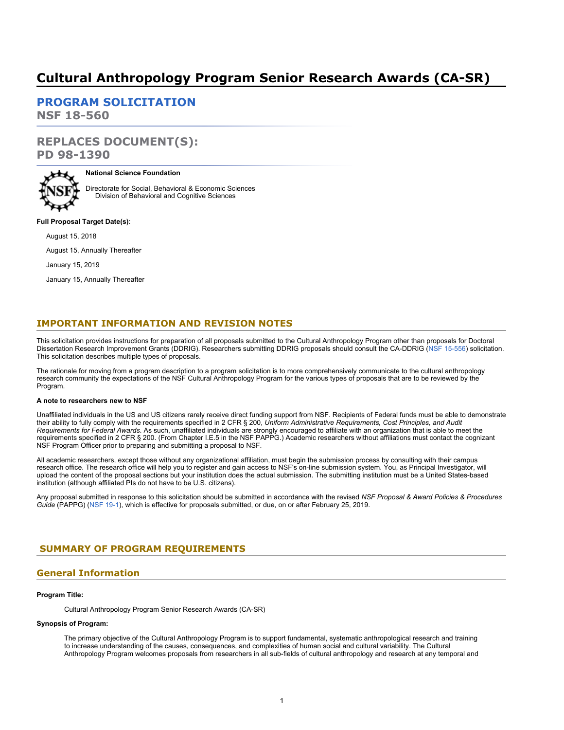# Cultural Anthropology Program Senior Research Awards (CA-SR)

## PROGRAM SOLICITATION
**NSF 18-560**

## REPLACES DOCUMENT(S):
**PD 98-1390**

**National Science Foundation**

Directorate for Social, Behavioral & Economic Sciences
Division of Behavioral and Cognitive Sciences

**Full Proposal Target Date(s)**:

August 15, 2018

August 15, Annually Thereafter

January 15, 2019

January 15, Annually Thereafter

## IMPORTANT INFORMATION AND REVISION NOTES

This solicitation provides instructions for preparation of all proposals submitted to the Cultural Anthropology Program other than proposals for Doctoral Dissertation Research Improvement Grants (DDRIG). Researchers submitting DDRIG proposals should consult the CA-DDRIG (NSF 15-556) solicitation. This solicitation describes multiple types of proposals.

The rationale for moving from a program description to a program solicitation is to more comprehensively communicate to the cultural anthropology research community the expectations of the NSF Cultural Anthropology Program for the various types of proposals that are to be reviewed by the Program.

**A note to researchers new to NSF**

Unaffiliated individuals in the US and US citizens rarely receive direct funding support from NSF. Recipients of Federal funds must be able to demonstrate their ability to fully comply with the requirements specified in 2 CFR § 200, *Uniform Administrative Requirements, Cost Principles, and Audit Requirements for Federal Awards*. As such, unaffiliated individuals are strongly encouraged to affiliate with an organization that is able to meet the requirements specified in 2 CFR § 200. (From Chapter I.E.5 in the NSF PAPPG.) Academic researchers without affiliations must contact the cognizant NSF Program Officer prior to preparing and submitting a proposal to NSF.

All academic researchers, except those without any organizational affiliation, must begin the submission process by consulting with their campus research office. The research office will help you to register and gain access to NSF's on-line submission system. You, as Principal Investigator, will upload the content of the proposal sections but your institution does the actual submission. The submitting institution must be a United States-based institution (although affiliated PIs do not have to be U.S. citizens).

Any proposal submitted in response to this solicitation should be submitted in accordance with the revised *NSF Proposal & Award Policies & Procedures Guide* (PAPPG) (NSF 19-1), which is effective for proposals submitted, or due, on or after February 25, 2019.

## SUMMARY OF PROGRAM REQUIREMENTS

### General Information

**Program Title:**

Cultural Anthropology Program Senior Research Awards (CA-SR)

**Synopsis of Program:**

The primary objective of the Cultural Anthropology Program is to support fundamental, systematic anthropological research and training to increase understanding of the causes, consequences, and complexities of human social and cultural variability. The Cultural Anthropology Program welcomes proposals from researchers in all sub-fields of cultural anthropology and research at any temporal and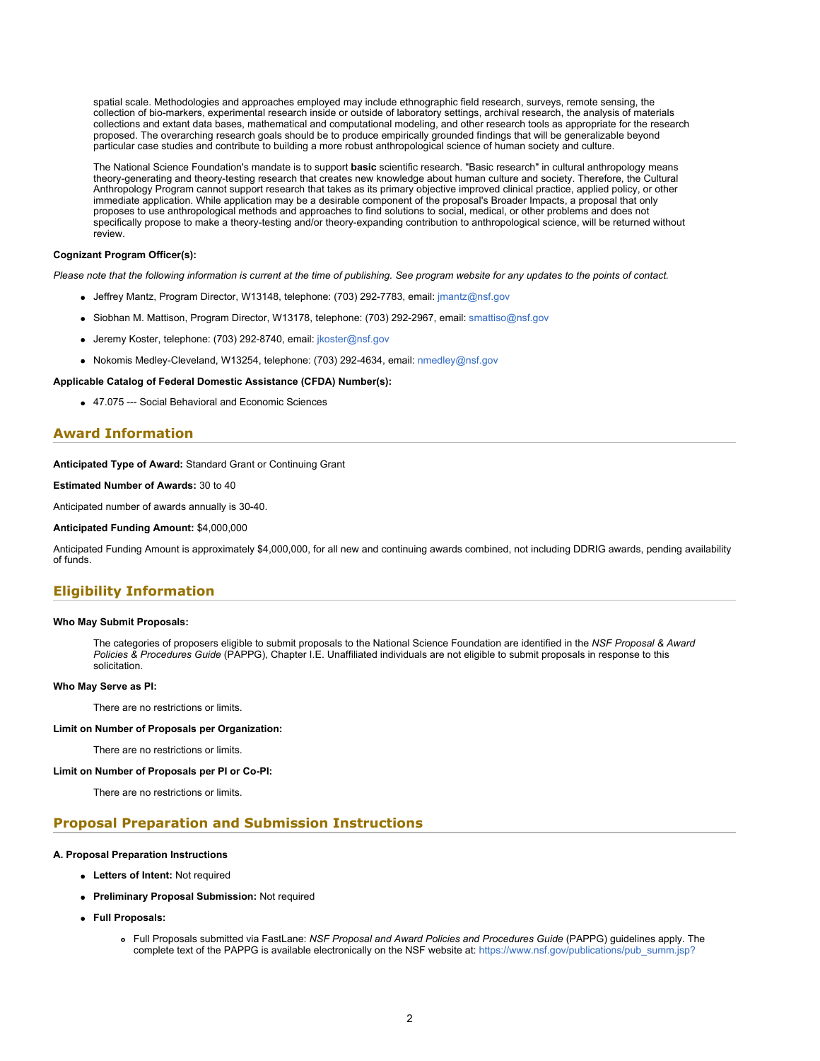spatial scale. Methodologies and approaches employed may include ethnographic field research, surveys, remote sensing, the collection of bio-markers, experimental research inside or outside of laboratory settings, archival research, the analysis of materials collections and extant data bases, mathematical and computational modeling, and other research tools as appropriate for the research proposed. The overarching research goals should be to produce empirically grounded findings that will be generalizable beyond particular case studies and contribute to building a more robust anthropological science of human society and culture.

The National Science Foundation's mandate is to support **basic** scientific research. "Basic research" in cultural anthropology means theory-generating and theory-testing research that creates new knowledge about human culture and society. Therefore, the Cultural Anthropology Program cannot support research that takes as its primary objective improved clinical practice, applied policy, or other immediate application. While application may be a desirable component of the proposal's Broader Impacts, a proposal that only proposes to use anthropological methods and approaches to find solutions to social, medical, or other problems and does not specifically propose to make a theory-testing and/or theory-expanding contribution to anthropological science, will be returned without review.

**Cognizant Program Officer(s):**

*Please note that the following information is current at the time of publishing. See program website for any updates to the points of contact.*

- Jeffrey Mantz, Program Director, W13148, telephone: (703) 292-7783, email: jmantz@nsf.gov
- Siobhan M. Mattison, Program Director, W13178, telephone: (703) 292-2967, email: smattiso@nsf.gov
- Jeremy Koster, telephone: (703) 292-8740, email: jkoster@nsf.gov
- Nokomis Medley-Cleveland, W13254, telephone: (703) 292-4634, email: nmedley@nsf.gov

**Applicable Catalog of Federal Domestic Assistance (CFDA) Number(s):**

- 47.075 --- Social Behavioral and Economic Sciences

## Award Information

**Anticipated Type of Award:** Standard Grant or Continuing Grant

**Estimated Number of Awards:** 30 to 40

Anticipated number of awards annually is 30-40.

**Anticipated Funding Amount:** $4,000,000

Anticipated Funding Amount is approximately $4,000,000, for all new and continuing awards combined, not including DDRIG awards, pending availability of funds.

## Eligibility Information

**Who May Submit Proposals:**

The categories of proposers eligible to submit proposals to the National Science Foundation are identified in the *NSF Proposal & Award Policies & Procedures Guide* (PAPPG), Chapter I.E. Unaffiliated individuals are not eligible to submit proposals in response to this solicitation.

**Who May Serve as PI:**

There are no restrictions or limits.

**Limit on Number of Proposals per Organization:**

There are no restrictions or limits.

**Limit on Number of Proposals per PI or Co-PI:**

There are no restrictions or limits.

## Proposal Preparation and Submission Instructions

**A. Proposal Preparation Instructions**

- **Letters of Intent:** Not required
- **Preliminary Proposal Submission:** Not required
- **Full Proposals:**
  - Full Proposals submitted via FastLane: *NSF Proposal and Award Policies and Procedures Guide* (PAPPG) guidelines apply. The complete text of the PAPPG is available electronically on the NSF website at: https://www.nsf.gov/publications/pub_summ.jsp?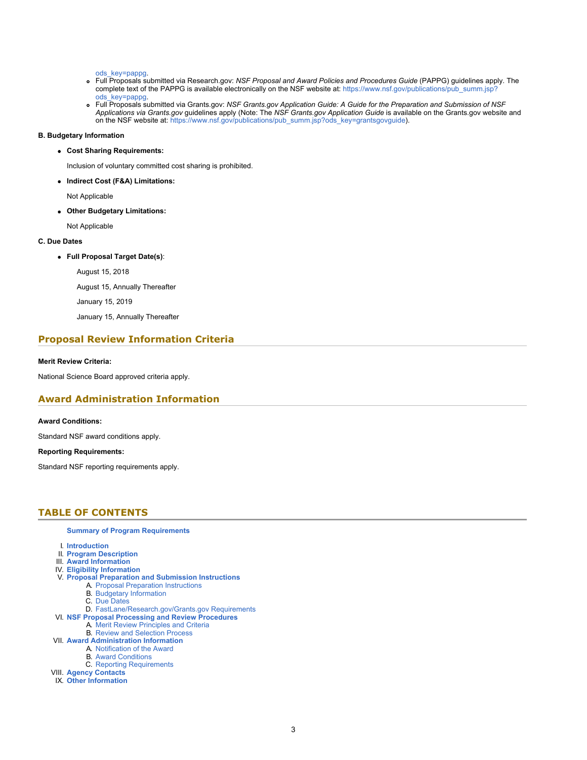ods_key=pappg.

- Full Proposals submitted via Research.gov: *NSF Proposal and Award Policies and Procedures Guide* (PAPPG) guidelines apply. The complete text of the PAPPG is available electronically on the NSF website at: https://www.nsf.gov/publications/pub_summ.jsp?ods_key=pappg.
- Full Proposals submitted via Grants.gov: *NSF Grants.gov Application Guide: A Guide for the Preparation and Submission of NSF Applications via Grants.gov* guidelines apply (Note: The *NSF Grants.gov Application Guide* is available on the Grants.gov website and on the NSF website at: https://www.nsf.gov/publications/pub_summ.jsp?ods_key=grantsgovguide).

**B. Budgetary Information**

- **Cost Sharing Requirements:**

  Inclusion of voluntary committed cost sharing is prohibited.

- **Indirect Cost (F&A) Limitations:**

  Not Applicable

- **Other Budgetary Limitations:**

  Not Applicable

**C. Due Dates**

- **Full Proposal Target Date(s)**:

  August 15, 2018

  August 15, Annually Thereafter

  January 15, 2019

  January 15, Annually Thereafter

## Proposal Review Information Criteria

**Merit Review Criteria:**

National Science Board approved criteria apply.

## Award Administration Information

**Award Conditions:**

Standard NSF award conditions apply.

**Reporting Requirements:**

Standard NSF reporting requirements apply.

## TABLE OF CONTENTS

**Summary of Program Requirements**

I. **Introduction**
II. **Program Description**
III. **Award Information**
IV. **Eligibility Information**
V. **Proposal Preparation and Submission Instructions**
   A. Proposal Preparation Instructions
   B. Budgetary Information
   C. Due Dates
   D. FastLane/Research.gov/Grants.gov Requirements
VI. **NSF Proposal Processing and Review Procedures**
   A. Merit Review Principles and Criteria
   B. Review and Selection Process
VII. **Award Administration Information**
   A. Notification of the Award
   B. Award Conditions
   C. Reporting Requirements
VIII. **Agency Contacts**
IX. **Other Information**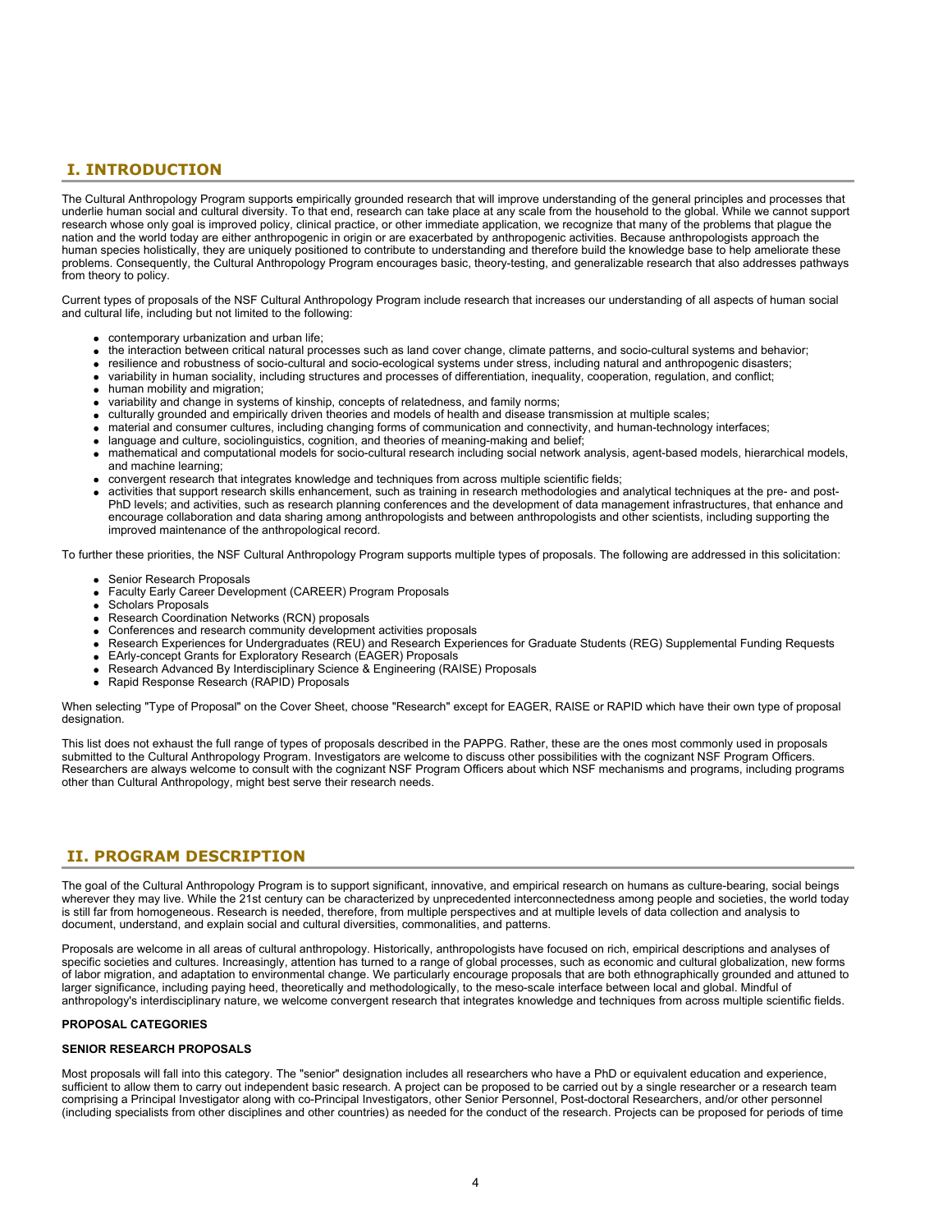## I. INTRODUCTION

The Cultural Anthropology Program supports empirically grounded research that will improve understanding of the general principles and processes that underlie human social and cultural diversity. To that end, research can take place at any scale from the household to the global. While we cannot support research whose only goal is improved policy, clinical practice, or other immediate application, we recognize that many of the problems that plague the nation and the world today are either anthropogenic in origin or are exacerbated by anthropogenic activities. Because anthropologists approach the human species holistically, they are uniquely positioned to contribute to understanding and therefore build the knowledge base to help ameliorate these problems. Consequently, the Cultural Anthropology Program encourages basic, theory-testing, and generalizable research that also addresses pathways from theory to policy.

Current types of proposals of the NSF Cultural Anthropology Program include research that increases our understanding of all aspects of human social and cultural life, including but not limited to the following:

- contemporary urbanization and urban life;
- the interaction between critical natural processes such as land cover change, climate patterns, and socio-cultural systems and behavior;
- resilience and robustness of socio-cultural and socio-ecological systems under stress, including natural and anthropogenic disasters;
- variability in human sociality, including structures and processes of differentiation, inequality, cooperation, regulation, and conflict;
- human mobility and migration;
- variability and change in systems of kinship, concepts of relatedness, and family norms;
- culturally grounded and empirically driven theories and models of health and disease transmission at multiple scales;
- material and consumer cultures, including changing forms of communication and connectivity, and human-technology interfaces;
- language and culture, sociolinguistics, cognition, and theories of meaning-making and belief;
- mathematical and computational models for socio-cultural research including social network analysis, agent-based models, hierarchical models, and machine learning;
- convergent research that integrates knowledge and techniques from across multiple scientific fields;
- activities that support research skills enhancement, such as training in research methodologies and analytical techniques at the pre- and post-PhD levels; and activities, such as research planning conferences and the development of data management infrastructures, that enhance and encourage collaboration and data sharing among anthropologists and between anthropologists and other scientists, including supporting the improved maintenance of the anthropological record.

To further these priorities, the NSF Cultural Anthropology Program supports multiple types of proposals. The following are addressed in this solicitation:

- Senior Research Proposals
- Faculty Early Career Development (CAREER) Program Proposals
- Scholars Proposals
- Research Coordination Networks (RCN) proposals
- Conferences and research community development activities proposals
- Research Experiences for Undergraduates (REU) and Research Experiences for Graduate Students (REG) Supplemental Funding Requests
- EArly-concept Grants for Exploratory Research (EAGER) Proposals
- Research Advanced By Interdisciplinary Science & Engineering (RAISE) Proposals
- Rapid Response Research (RAPID) Proposals

When selecting "Type of Proposal" on the Cover Sheet, choose "Research" except for EAGER, RAISE or RAPID which have their own type of proposal designation.

This list does not exhaust the full range of types of proposals described in the PAPPG. Rather, these are the ones most commonly used in proposals submitted to the Cultural Anthropology Program. Investigators are welcome to discuss other possibilities with the cognizant NSF Program Officers. Researchers are always welcome to consult with the cognizant NSF Program Officers about which NSF mechanisms and programs, including programs other than Cultural Anthropology, might best serve their research needs.

## II. PROGRAM DESCRIPTION

The goal of the Cultural Anthropology Program is to support significant, innovative, and empirical research on humans as culture-bearing, social beings wherever they may live. While the 21st century can be characterized by unprecedented interconnectedness among people and societies, the world today is still far from homogeneous. Research is needed, therefore, from multiple perspectives and at multiple levels of data collection and analysis to document, understand, and explain social and cultural diversities, commonalities, and patterns.

Proposals are welcome in all areas of cultural anthropology. Historically, anthropologists have focused on rich, empirical descriptions and analyses of specific societies and cultures. Increasingly, attention has turned to a range of global processes, such as economic and cultural globalization, new forms of labor migration, and adaptation to environmental change. We particularly encourage proposals that are both ethnographically grounded and attuned to larger significance, including paying heed, theoretically and methodologically, to the meso-scale interface between local and global. Mindful of anthropology's interdisciplinary nature, we welcome convergent research that integrates knowledge and techniques from across multiple scientific fields.

**PROPOSAL CATEGORIES**

**SENIOR RESEARCH PROPOSALS**

Most proposals will fall into this category. The "senior" designation includes all researchers who have a PhD or equivalent education and experience, sufficient to allow them to carry out independent basic research. A project can be proposed to be carried out by a single researcher or a research team comprising a Principal Investigator along with co-Principal Investigators, other Senior Personnel, Post-doctoral Researchers, and/or other personnel (including specialists from other disciplines and other countries) as needed for the conduct of the research. Projects can be proposed for periods of time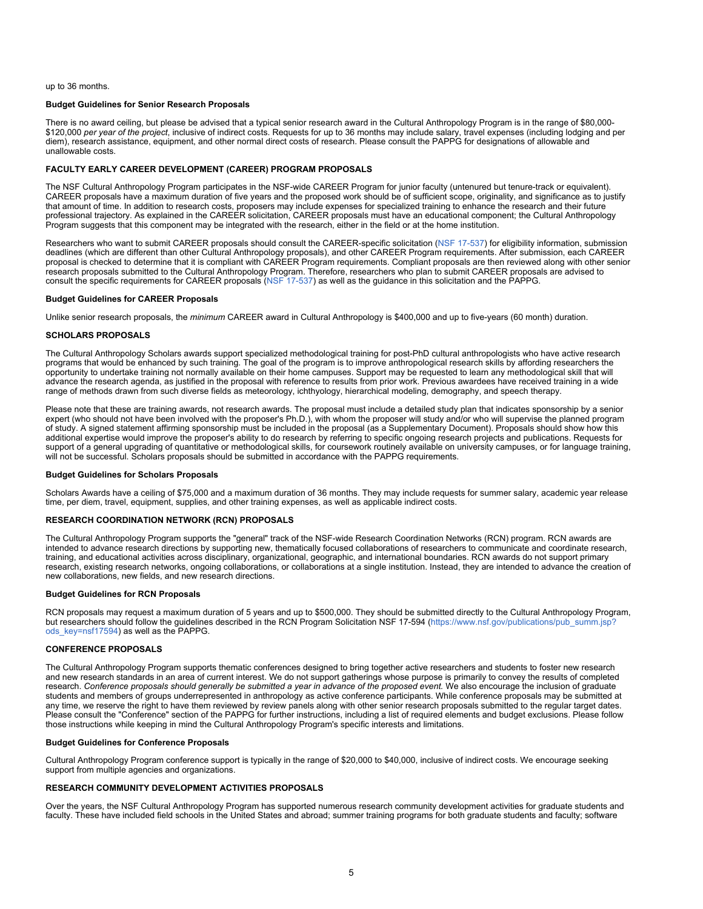up to 36 months.

**Budget Guidelines for Senior Research Proposals**

There is no award ceiling, but please be advised that a typical senior research award in the Cultural Anthropology Program is in the range of $80,000-$120,000 *per year of the project*, inclusive of indirect costs. Requests for up to 36 months may include salary, travel expenses (including lodging and per diem), research assistance, equipment, and other normal direct costs of research. Please consult the PAPPG for designations of allowable and unallowable costs.

**FACULTY EARLY CAREER DEVELOPMENT (CAREER) PROGRAM PROPOSALS**

The NSF Cultural Anthropology Program participates in the NSF-wide CAREER Program for junior faculty (untenured but tenure-track or equivalent). CAREER proposals have a maximum duration of five years and the proposed work should be of sufficient scope, originality, and significance as to justify that amount of time. In addition to research costs, proposers may include expenses for specialized training to enhance the research and their future professional trajectory. As explained in the CAREER solicitation, CAREER proposals must have an educational component; the Cultural Anthropology Program suggests that this component may be integrated with the research, either in the field or at the home institution.

Researchers who want to submit CAREER proposals should consult the CAREER-specific solicitation (NSF 17-537) for eligibility information, submission deadlines (which are different than other Cultural Anthropology proposals), and other CAREER Program requirements. After submission, each CAREER proposal is checked to determine that it is compliant with CAREER Program requirements. Compliant proposals are then reviewed along with other senior research proposals submitted to the Cultural Anthropology Program. Therefore, researchers who plan to submit CAREER proposals are advised to consult the specific requirements for CAREER proposals (NSF 17-537) as well as the guidance in this solicitation and the PAPPG.

**Budget Guidelines for CAREER Proposals**

Unlike senior research proposals, the *minimum* CAREER award in Cultural Anthropology is $400,000 and up to five-years (60 month) duration.

**SCHOLARS PROPOSALS**

The Cultural Anthropology Scholars awards support specialized methodological training for post-PhD cultural anthropologists who have active research programs that would be enhanced by such training. The goal of the program is to improve anthropological research skills by affording researchers the opportunity to undertake training not normally available on their home campuses. Support may be requested to learn any methodological skill that will advance the research agenda, as justified in the proposal with reference to results from prior work. Previous awardees have received training in a wide range of methods drawn from such diverse fields as meteorology, ichthyology, hierarchical modeling, demography, and speech therapy.

Please note that these are training awards, not research awards. The proposal must include a detailed study plan that indicates sponsorship by a senior expert (who should not have been involved with the proposer's Ph.D.), with whom the proposer will study and/or who will supervise the planned program of study. A signed statement affirming sponsorship must be included in the proposal (as a Supplementary Document). Proposals should show how this additional expertise would improve the proposer's ability to do research by referring to specific ongoing research projects and publications. Requests for support of a general upgrading of quantitative or methodological skills, for coursework routinely available on university campuses, or for language training, will not be successful. Scholars proposals should be submitted in accordance with the PAPPG requirements.

**Budget Guidelines for Scholars Proposals**

Scholars Awards have a ceiling of $75,000 and a maximum duration of 36 months. They may include requests for summer salary, academic year release time, per diem, travel, equipment, supplies, and other training expenses, as well as applicable indirect costs.

**RESEARCH COORDINATION NETWORK (RCN) PROPOSALS**

The Cultural Anthropology Program supports the "general" track of the NSF-wide Research Coordination Networks (RCN) program. RCN awards are intended to advance research directions by supporting new, thematically focused collaborations of researchers to communicate and coordinate research, training, and educational activities across disciplinary, organizational, geographic, and international boundaries. RCN awards do not support primary research, existing research networks, ongoing collaborations, or collaborations at a single institution. Instead, they are intended to advance the creation of new collaborations, new fields, and new research directions.

**Budget Guidelines for RCN Proposals**

RCN proposals may request a maximum duration of 5 years and up to $500,000. They should be submitted directly to the Cultural Anthropology Program, but researchers should follow the guidelines described in the RCN Program Solicitation NSF 17-594 (https://www.nsf.gov/publications/pub_summ.jsp?ods_key=nsf17594) as well as the PAPPG.

**CONFERENCE PROPOSALS**

The Cultural Anthropology Program supports thematic conferences designed to bring together active researchers and students to foster new research and new research standards in an area of current interest. We do not support gatherings whose purpose is primarily to convey the results of completed research. *Conference proposals should generally be submitted a year in advance of the proposed event.* We also encourage the inclusion of graduate students and members of groups underrepresented in anthropology as active conference participants. While conference proposals may be submitted at any time, we reserve the right to have them reviewed by review panels along with other senior research proposals submitted to the regular target dates. Please consult the "Conference" section of the PAPPG for further instructions, including a list of required elements and budget exclusions. Please follow those instructions while keeping in mind the Cultural Anthropology Program's specific interests and limitations.

**Budget Guidelines for Conference Proposals**

Cultural Anthropology Program conference support is typically in the range of $20,000 to $40,000, inclusive of indirect costs. We encourage seeking support from multiple agencies and organizations.

**RESEARCH COMMUNITY DEVELOPMENT ACTIVITIES PROPOSALS**

Over the years, the NSF Cultural Anthropology Program has supported numerous research community development activities for graduate students and faculty. These have included field schools in the United States and abroad; summer training programs for both graduate students and faculty; software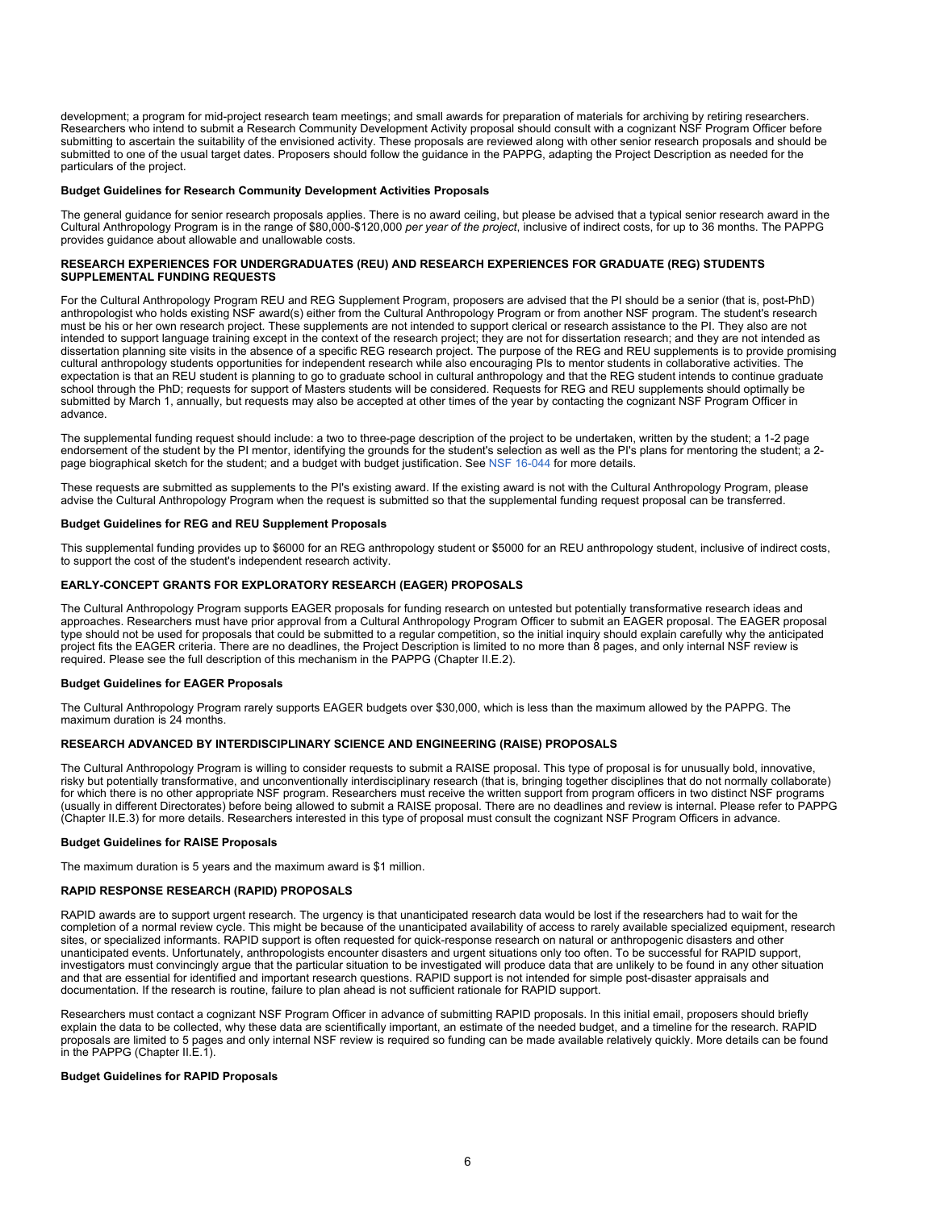development; a program for mid-project research team meetings; and small awards for preparation of materials for archiving by retiring researchers. Researchers who intend to submit a Research Community Development Activity proposal should consult with a cognizant NSF Program Officer before submitting to ascertain the suitability of the envisioned activity. These proposals are reviewed along with other senior research proposals and should be submitted to one of the usual target dates. Proposers should follow the guidance in the PAPPG, adapting the Project Description as needed for the particulars of the project.

**Budget Guidelines for Research Community Development Activities Proposals**

The general guidance for senior research proposals applies. There is no award ceiling, but please be advised that a typical senior research award in the Cultural Anthropology Program is in the range of $80,000-$120,000 *per year of the project*, inclusive of indirect costs, for up to 36 months. The PAPPG provides guidance about allowable and unallowable costs.

**RESEARCH EXPERIENCES FOR UNDERGRADUATES (REU) AND RESEARCH EXPERIENCES FOR GRADUATE (REG) STUDENTS SUPPLEMENTAL FUNDING REQUESTS**

For the Cultural Anthropology Program REU and REG Supplement Program, proposers are advised that the PI should be a senior (that is, post-PhD) anthropologist who holds existing NSF award(s) either from the Cultural Anthropology Program or from another NSF program. The student's research must be his or her own research project. These supplements are not intended to support clerical or research assistance to the PI. They also are not intended to support language training except in the context of the research project; they are not for dissertation research; and they are not intended as dissertation planning site visits in the absence of a specific REG research project. The purpose of the REG and REU supplements is to provide promising cultural anthropology students opportunities for independent research while also encouraging PIs to mentor students in collaborative activities. The expectation is that an REU student is planning to go to graduate school in cultural anthropology and that the REG student intends to continue graduate school through the PhD; requests for support of Masters students will be considered. Requests for REG and REU supplements should optimally be submitted by March 1, annually, but requests may also be accepted at other times of the year by contacting the cognizant NSF Program Officer in advance.

The supplemental funding request should include: a two to three-page description of the project to be undertaken, written by the student; a 1-2 page endorsement of the student by the PI mentor, identifying the grounds for the student's selection as well as the PI's plans for mentoring the student; a 2-page biographical sketch for the student; and a budget with budget justification. See NSF 16-044 for more details.

These requests are submitted as supplements to the PI's existing award. If the existing award is not with the Cultural Anthropology Program, please advise the Cultural Anthropology Program when the request is submitted so that the supplemental funding request proposal can be transferred.

**Budget Guidelines for REG and REU Supplement Proposals**

This supplemental funding provides up to $6000 for an REG anthropology student or $5000 for an REU anthropology student, inclusive of indirect costs, to support the cost of the student's independent research activity.

**EARLY-CONCEPT GRANTS FOR EXPLORATORY RESEARCH (EAGER) PROPOSALS**

The Cultural Anthropology Program supports EAGER proposals for funding research on untested but potentially transformative research ideas and approaches. Researchers must have prior approval from a Cultural Anthropology Program Officer to submit an EAGER proposal. The EAGER proposal type should not be used for proposals that could be submitted to a regular competition, so the initial inquiry should explain carefully why the anticipated project fits the EAGER criteria. There are no deadlines, the Project Description is limited to no more than 8 pages, and only internal NSF review is required. Please see the full description of this mechanism in the PAPPG (Chapter II.E.2).

**Budget Guidelines for EAGER Proposals**

The Cultural Anthropology Program rarely supports EAGER budgets over $30,000, which is less than the maximum allowed by the PAPPG. The maximum duration is 24 months.

**RESEARCH ADVANCED BY INTERDISCIPLINARY SCIENCE AND ENGINEERING (RAISE) PROPOSALS**

The Cultural Anthropology Program is willing to consider requests to submit a RAISE proposal. This type of proposal is for unusually bold, innovative, risky but potentially transformative, and unconventionally interdisciplinary research (that is, bringing together disciplines that do not normally collaborate) for which there is no other appropriate NSF program. Researchers must receive the written support from program officers in two distinct NSF programs (usually in different Directorates) before being allowed to submit a RAISE proposal. There are no deadlines and review is internal. Please refer to PAPPG (Chapter II.E.3) for more details. Researchers interested in this type of proposal must consult the cognizant NSF Program Officers in advance.

**Budget Guidelines for RAISE Proposals**

The maximum duration is 5 years and the maximum award is $1 million.

**RAPID RESPONSE RESEARCH (RAPID) PROPOSALS**

RAPID awards are to support urgent research. The urgency is that unanticipated research data would be lost if the researchers had to wait for the completion of a normal review cycle. This might be because of the unanticipated availability of access to rarely available specialized equipment, research sites, or specialized informants. RAPID support is often requested for quick-response research on natural or anthropogenic disasters and other unanticipated events. Unfortunately, anthropologists encounter disasters and urgent situations only too often. To be successful for RAPID support, investigators must convincingly argue that the particular situation to be investigated will produce data that are unlikely to be found in any other situation and that are essential for identified and important research questions. RAPID support is not intended for simple post-disaster appraisals and documentation. If the research is routine, failure to plan ahead is not sufficient rationale for RAPID support.

Researchers must contact a cognizant NSF Program Officer in advance of submitting RAPID proposals. In this initial email, proposers should briefly explain the data to be collected, why these data are scientifically important, an estimate of the needed budget, and a timeline for the research. RAPID proposals are limited to 5 pages and only internal NSF review is required so funding can be made available relatively quickly. More details can be found in the PAPPG (Chapter II.E.1).

**Budget Guidelines for RAPID Proposals**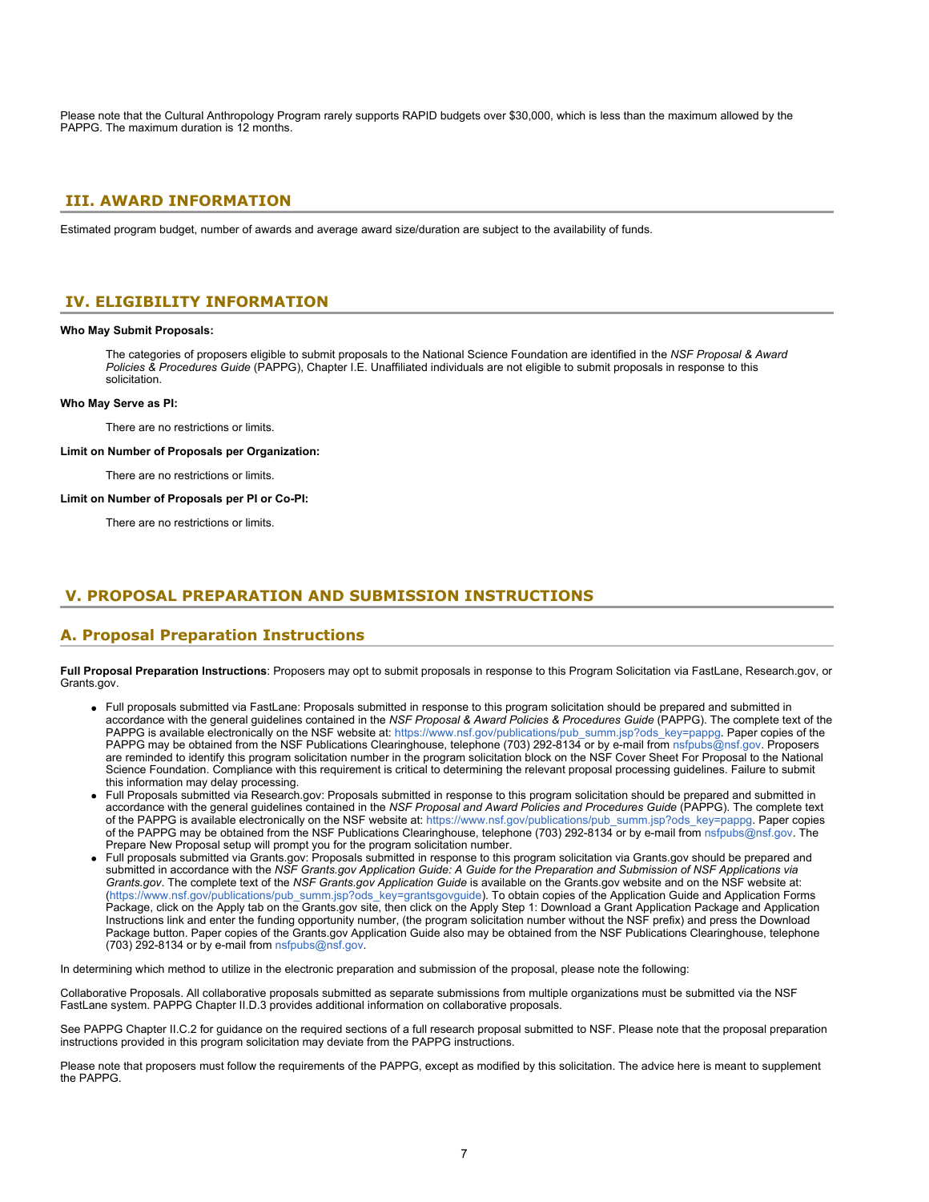Please note that the Cultural Anthropology Program rarely supports RAPID budgets over $30,000, which is less than the maximum allowed by the PAPPG. The maximum duration is 12 months.

## III. AWARD INFORMATION

Estimated program budget, number of awards and average award size/duration are subject to the availability of funds.

## IV. ELIGIBILITY INFORMATION

**Who May Submit Proposals:**

The categories of proposers eligible to submit proposals to the National Science Foundation are identified in the *NSF Proposal & Award Policies & Procedures Guide* (PAPPG), Chapter I.E. Unaffiliated individuals are not eligible to submit proposals in response to this solicitation.

**Who May Serve as PI:**

There are no restrictions or limits.

**Limit on Number of Proposals per Organization:**

There are no restrictions or limits.

**Limit on Number of Proposals per PI or Co-PI:**

There are no restrictions or limits.

## V. PROPOSAL PREPARATION AND SUBMISSION INSTRUCTIONS

### A. Proposal Preparation Instructions

**Full Proposal Preparation Instructions**: Proposers may opt to submit proposals in response to this Program Solicitation via FastLane, Research.gov, or Grants.gov.

- Full proposals submitted via FastLane: Proposals submitted in response to this program solicitation should be prepared and submitted in accordance with the general guidelines contained in the *NSF Proposal & Award Policies & Procedures Guide* (PAPPG). The complete text of the PAPPG is available electronically on the NSF website at: https://www.nsf.gov/publications/pub_summ.jsp?ods_key=pappg. Paper copies of the PAPPG may be obtained from the NSF Publications Clearinghouse, telephone (703) 292-8134 or by e-mail from nsfpubs@nsf.gov. Proposers are reminded to identify this program solicitation number in the program solicitation block on the NSF Cover Sheet For Proposal to the National Science Foundation. Compliance with this requirement is critical to determining the relevant proposal processing guidelines. Failure to submit this information may delay processing.
- Full Proposals submitted via Research.gov: Proposals submitted in response to this program solicitation should be prepared and submitted in accordance with the general guidelines contained in the *NSF Proposal and Award Policies and Procedures Guide* (PAPPG). The complete text of the PAPPG is available electronically on the NSF website at: https://www.nsf.gov/publications/pub_summ.jsp?ods_key=pappg. Paper copies of the PAPPG may be obtained from the NSF Publications Clearinghouse, telephone (703) 292-8134 or by e-mail from nsfpubs@nsf.gov. The Prepare New Proposal setup will prompt you for the program solicitation number.
- Full proposals submitted via Grants.gov: Proposals submitted in response to this program solicitation via Grants.gov should be prepared and submitted in accordance with the *NSF Grants.gov Application Guide: A Guide for the Preparation and Submission of NSF Applications via Grants.gov*. The complete text of the *NSF Grants.gov Application Guide* is available on the Grants.gov website and on the NSF website at: (https://www.nsf.gov/publications/pub_summ.jsp?ods_key=grantsgovguide). To obtain copies of the Application Guide and Application Forms Package, click on the Apply tab on the Grants.gov site, then click on the Apply Step 1: Download a Grant Application Package and Application Instructions link and enter the funding opportunity number, (the program solicitation number without the NSF prefix) and press the Download Package button. Paper copies of the Grants.gov Application Guide also may be obtained from the NSF Publications Clearinghouse, telephone (703) 292-8134 or by e-mail from nsfpubs@nsf.gov.

In determining which method to utilize in the electronic preparation and submission of the proposal, please note the following:

Collaborative Proposals. All collaborative proposals submitted as separate submissions from multiple organizations must be submitted via the NSF FastLane system. PAPPG Chapter II.D.3 provides additional information on collaborative proposals.

See PAPPG Chapter II.C.2 for guidance on the required sections of a full research proposal submitted to NSF. Please note that the proposal preparation instructions provided in this program solicitation may deviate from the PAPPG instructions.

Please note that proposers must follow the requirements of the PAPPG, except as modified by this solicitation. The advice here is meant to supplement the PAPPG.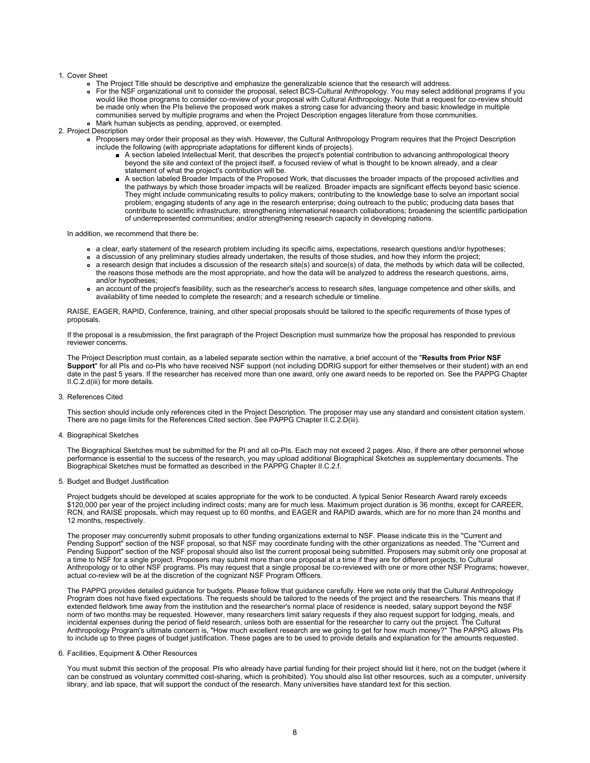1. Cover Sheet
    - The Project Title should be descriptive and emphasize the generalizable science that the research will address.
    - For the NSF organizational unit to consider the proposal, select BCS-Cultural Anthropology. You may select additional programs if you would like those programs to consider co-review of your proposal with Cultural Anthropology. Note that a request for co-review should be made only when the PIs believe the proposed work makes a strong case for advancing theory and basic knowledge in multiple communities served by multiple programs and when the Project Description engages literature from those communities.
    - Mark human subjects as pending, approved, or exempted.
2. Project Description
    - Proposers may order their proposal as they wish. However, the Cultural Anthropology Program requires that the Project Description include the following (with appropriate adaptations for different kinds of projects).
        - A section labeled Intellectual Merit, that describes the project's potential contribution to advancing anthropological theory beyond the site and context of the project itself, a focused review of what is thought to be known already, and a clear statement of what the project's contribution will be.
        - A section labeled Broader Impacts of the Proposed Work, that discusses the broader impacts of the proposed activities and the pathways by which those broader impacts will be realized. Broader impacts are significant effects beyond basic science. They might include communicating results to policy makers; contributing to the knowledge base to solve an important social problem; engaging students of any age in the research enterprise; doing outreach to the public; producing data bases that contribute to scientific infrastructure; strengthening international research collaborations; broadening the scientific participation of underrepresented communities; and/or strengthening research capacity in developing nations.

    In addition, we recommend that there be:

    - a clear, early statement of the research problem including its specific aims, expectations, research questions and/or hypotheses;
    - a discussion of any preliminary studies already undertaken, the results of those studies, and how they inform the project;
    - a research design that includes a discussion of the research site(s) and source(s) of data, the methods by which data will be collected, the reasons those methods are the most appropriate, and how the data will be analyzed to address the research questions, aims, and/or hypotheses;
    - an account of the project's feasibility, such as the researcher's access to research sites, language competence and other skills, and availability of time needed to complete the research; and a research schedule or timeline.

    RAISE, EAGER, RAPID, Conference, training, and other special proposals should be tailored to the specific requirements of those types of proposals.

    If the proposal is a resubmission, the first paragraph of the Project Description must summarize how the proposal has responded to previous reviewer concerns.

    The Project Description must contain, as a labeled separate section within the narrative, a brief account of the "**Results from Prior NSF Support**" for all PIs and co-PIs who have received NSF support (not including DDRIG support for either themselves or their student) with an end date in the past 5 years. If the researcher has received more than one award, only one award needs to be reported on. See the PAPPG Chapter II.C.2.d(iii) for more details.

3. References Cited

    This section should include only references cited in the Project Description. The proposer may use any standard and consistent citation system. There are no page limits for the References Cited section. See PAPPG Chapter II.C.2.D(iii).

4. Biographical Sketches

    The Biographical Sketches must be submitted for the PI and all co-PIs. Each may not exceed 2 pages. Also, if there are other personnel whose performance is essential to the success of the research, you may upload additional Biographical Sketches as supplementary documents. The Biographical Sketches must be formatted as described in the PAPPG Chapter II.C.2.f.

5. Budget and Budget Justification

    Project budgets should be developed at scales appropriate for the work to be conducted. A typical Senior Research Award rarely exceeds $120,000 per year of the project including indirect costs; many are for much less. Maximum project duration is 36 months, except for CAREER, RCN, and RAISE proposals, which may request up to 60 months, and EAGER and RAPID awards, which are for no more than 24 months and 12 months, respectively.

    The proposer may concurrently submit proposals to other funding organizations external to NSF. Please indicate this in the "Current and Pending Support" section of the NSF proposal, so that NSF may coordinate funding with the other organizations as needed. The "Current and Pending Support" section of the NSF proposal should also list the current proposal being submitted. Proposers may submit only one proposal at a time to NSF for a single project. Proposers may submit more than one proposal at a time if they are for different projects, to Cultural Anthropology or to other NSF programs. PIs may request that a single proposal be co-reviewed with one or more other NSF Programs; however, actual co-review will be at the discretion of the cognizant NSF Program Officers.

    The PAPPG provides detailed guidance for budgets. Please follow that guidance carefully. Here we note only that the Cultural Anthropology Program does not have fixed expectations. The requests should be tailored to the needs of the project and the researchers. This means that if extended fieldwork time away from the institution and the researcher's normal place of residence is needed, salary support beyond the NSF norm of two months may be requested. However, many researchers limit salary requests if they also request support for lodging, meals, and incidental expenses during the period of field research, unless both are essential for the researcher to carry out the project. The Cultural Anthropology Program's ultimate concern is, "How much excellent research are we going to get for how much money?" The PAPPG allows PIs to include up to three pages of budget justification. These pages are to be used to provide details and explanation for the amounts requested.

6. Facilities, Equipment & Other Resources

    You must submit this section of the proposal. PIs who already have partial funding for their project should list it here, not on the budget (where it can be construed as voluntary committed cost-sharing, which is prohibited). You should also list other resources, such as a computer, university library, and lab space, that will support the conduct of the research. Many universities have standard text for this section.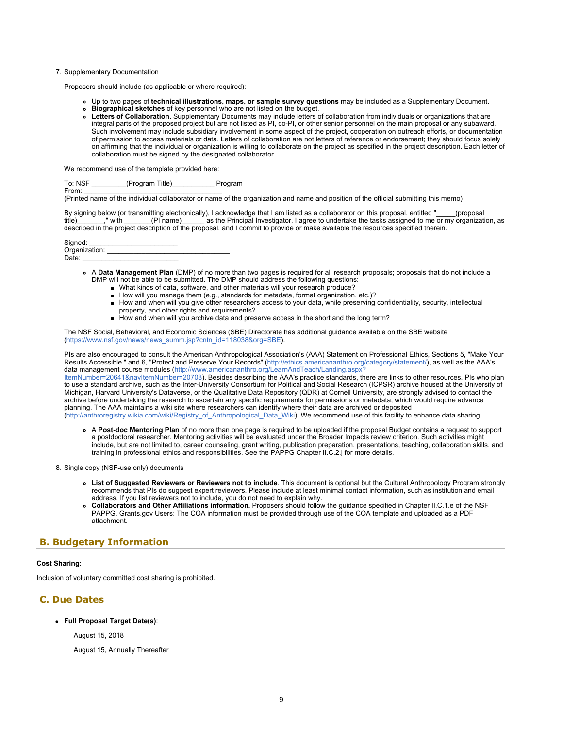7. Supplementary Documentation

   Proposers should include (as applicable or where required):

   - Up to two pages of **technical illustrations, maps, or sample survey questions** may be included as a Supplementary Document.
   - **Biographical sketches** of key personnel who are not listed on the budget.
   - **Letters of Collaboration.** Supplementary Documents may include letters of collaboration from individuals or organizations that are integral parts of the proposed project but are not listed as PI, co-PI, or other senior personnel on the main proposal or any subaward. Such involvement may include subsidiary involvement in some aspect of the project, cooperation on outreach efforts, or documentation of permission to access materials or data. Letters of collaboration are not letters of reference or endorsement; they should focus solely on affirming that the individual or organization is willing to collaborate on the project as specified in the project description. Each letter of collaboration must be signed by the designated collaborator.

   We recommend use of the template provided here:

   To: NSF _________(Program Title)___________ Program
   From: ____________________________________
   (Printed name of the individual collaborator or name of the organization and name and position of the official submitting this memo)

   By signing below (or transmitting electronically), I acknowledge that I am listed as a collaborator on this proposal, entitled "_____(proposal title)_______," with _______(PI name)______ as the Principal Investigator. I agree to undertake the tasks assigned to me or my organization, as described in the project description of the proposal, and I commit to provide or make available the resources specified therein.

   Signed: ______________________
   Organization: _______________________________
   Date: ________________________

   - A **Data Management Plan** (DMP) of no more than two pages is required for all research proposals; proposals that do not include a DMP will not be able to be submitted. The DMP should address the following questions:
     - What kinds of data, software, and other materials will your research produce?
     - How will you manage them (e.g., standards for metadata, format organization, etc.)?
     - How and when will you give other researchers access to your data, while preserving confidentiality, security, intellectual property, and other rights and requirements?
     - How and when will you archive data and preserve access in the short and the long term?

   The NSF Social, Behavioral, and Economic Sciences (SBE) Directorate has additional guidance available on the SBE website (https://www.nsf.gov/news/news_summ.jsp?cntn_id=118038&org=SBE).

   PIs are also encouraged to consult the American Anthropological Association's (AAA) Statement on Professional Ethics, Sections 5, "Make Your Results Accessible," and 6, "Protect and Preserve Your Records" (http://ethics.americananthro.org/category/statement/), as well as the AAA's data management course modules (http://www.americananthro.org/LearnAndTeach/Landing.aspx?ItemNumber=20641&navItemNumber=20708). Besides describing the AAA's practice standards, there are links to other resources. PIs who plan to use a standard archive, such as the Inter-University Consortium for Political and Social Research (ICPSR) archive housed at the University of Michigan, Harvard University's Dataverse, or the Qualitative Data Repository (QDR) at Cornell University, are strongly advised to contact the archive before undertaking the research to ascertain any specific requirements for permissions or metadata, which would require advance planning. The AAA maintains a wiki site where researchers can identify where their data are archived or deposited (http://anthroregistry.wikia.com/wiki/Registry_of_Anthropological_Data_Wiki). We recommend use of this facility to enhance data sharing.

   - A **Post-doc Mentoring Plan** of no more than one page is required to be uploaded if the proposal Budget contains a request to support a postdoctoral researcher. Mentoring activities will be evaluated under the Broader Impacts review criterion. Such activities might include, but are not limited to, career counseling, grant writing, publication preparation, presentations, teaching, collaboration skills, and training in professional ethics and responsibilities. See the PAPPG Chapter II.C.2.j for more details.

8. Single copy (NSF-use only) documents

   - **List of Suggested Reviewers or Reviewers not to include**. This document is optional but the Cultural Anthropology Program strongly recommends that PIs do suggest expert reviewers. Please include at least minimal contact information, such as institution and email address. If you list reviewers not to include, you do not need to explain why.
   - **Collaborators and Other Affiliations information.** Proposers should follow the guidance specified in Chapter II.C.1.e of the NSF PAPPG. Grants.gov Users: The COA information must be provided through use of the COA template and uploaded as a PDF attachment.

## B. Budgetary Information

**Cost Sharing:**

Inclusion of voluntary committed cost sharing is prohibited.

## C. Due Dates

- **Full Proposal Target Date(s)**:

  August 15, 2018

  August 15, Annually Thereafter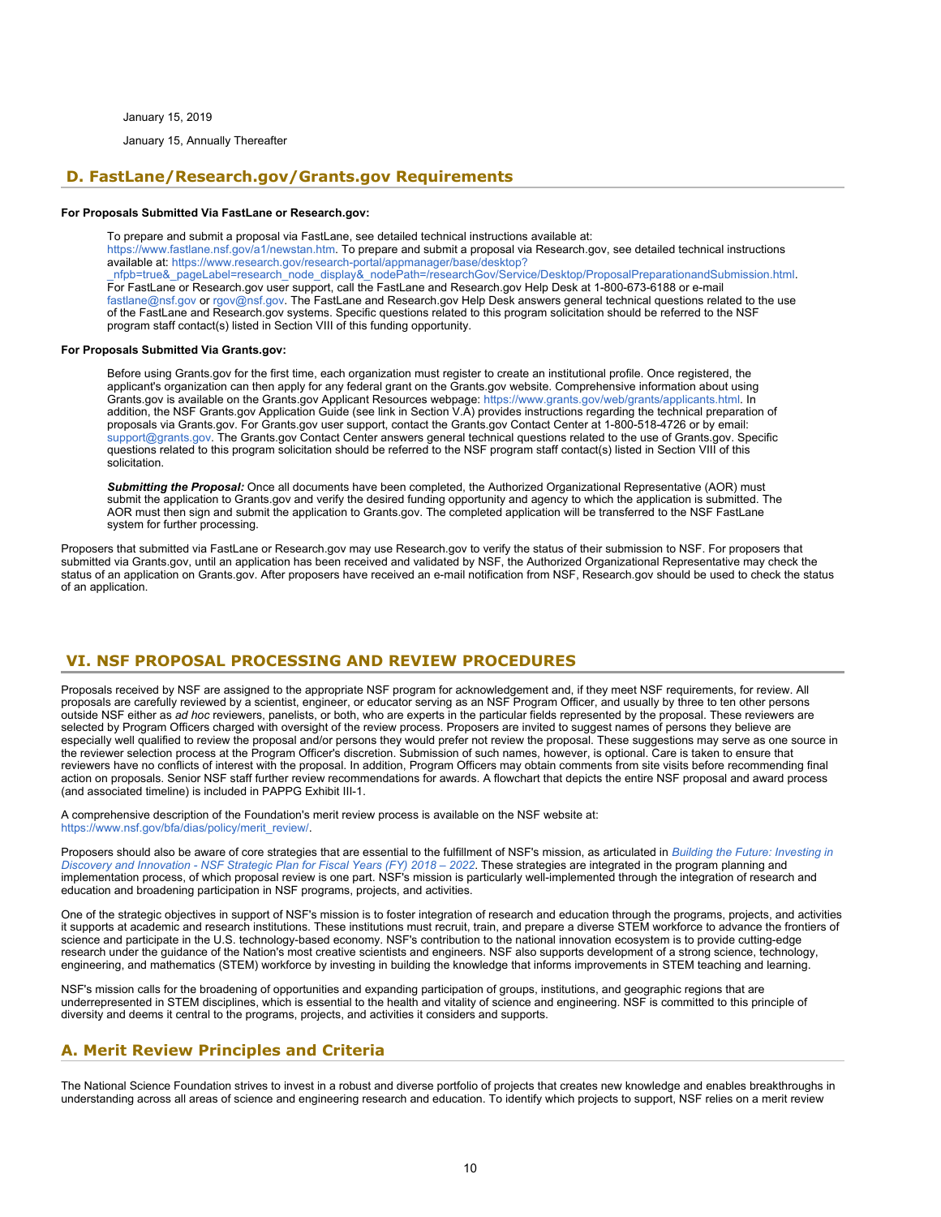January 15, 2019

January 15, Annually Thereafter

## D. FastLane/Research.gov/Grants.gov Requirements

**For Proposals Submitted Via FastLane or Research.gov:**

To prepare and submit a proposal via FastLane, see detailed technical instructions available at: https://www.fastlane.nsf.gov/a1/newstan.htm. To prepare and submit a proposal via Research.gov, see detailed technical instructions available at: https://www.research.gov/research-portal/appmanager/base/desktop?_nfpb=true&_pageLabel=research_node_display&_nodePath=/researchGov/Service/Desktop/ProposalPreparationandSubmission.html. For FastLane or Research.gov user support, call the FastLane and Research.gov Help Desk at 1-800-673-6188 or e-mail fastlane@nsf.gov or rgov@nsf.gov. The FastLane and Research.gov Help Desk answers general technical questions related to the use of the FastLane and Research.gov systems. Specific questions related to this program solicitation should be referred to the NSF program staff contact(s) listed in Section VIII of this funding opportunity.

**For Proposals Submitted Via Grants.gov:**

Before using Grants.gov for the first time, each organization must register to create an institutional profile. Once registered, the applicant's organization can then apply for any federal grant on the Grants.gov website. Comprehensive information about using Grants.gov is available on the Grants.gov Applicant Resources webpage: https://www.grants.gov/web/grants/applicants.html. In addition, the NSF Grants.gov Application Guide (see link in Section V.A) provides instructions regarding the technical preparation of proposals via Grants.gov. For Grants.gov user support, contact the Grants.gov Contact Center at 1-800-518-4726 or by email: support@grants.gov. The Grants.gov Contact Center answers general technical questions related to the use of Grants.gov. Specific questions related to this program solicitation should be referred to the NSF program staff contact(s) listed in Section VIII of this solicitation.

***Submitting the Proposal:*** Once all documents have been completed, the Authorized Organizational Representative (AOR) must submit the application to Grants.gov and verify the desired funding opportunity and agency to which the application is submitted. The AOR must then sign and submit the application to Grants.gov. The completed application will be transferred to the NSF FastLane system for further processing.

Proposers that submitted via FastLane or Research.gov may use Research.gov to verify the status of their submission to NSF. For proposers that submitted via Grants.gov, until an application has been received and validated by NSF, the Authorized Organizational Representative may check the status of an application on Grants.gov. After proposers have received an e-mail notification from NSF, Research.gov should be used to check the status of an application.

# VI. NSF PROPOSAL PROCESSING AND REVIEW PROCEDURES

Proposals received by NSF are assigned to the appropriate NSF program for acknowledgement and, if they meet NSF requirements, for review. All proposals are carefully reviewed by a scientist, engineer, or educator serving as an NSF Program Officer, and usually by three to ten other persons outside NSF either as *ad hoc* reviewers, panelists, or both, who are experts in the particular fields represented by the proposal. These reviewers are selected by Program Officers charged with oversight of the review process. Proposers are invited to suggest names of persons they believe are especially well qualified to review the proposal and/or persons they would prefer not review the proposal. These suggestions may serve as one source in the reviewer selection process at the Program Officer's discretion. Submission of such names, however, is optional. Care is taken to ensure that reviewers have no conflicts of interest with the proposal. In addition, Program Officers may obtain comments from site visits before recommending final action on proposals. Senior NSF staff further review recommendations for awards. A flowchart that depicts the entire NSF proposal and award process (and associated timeline) is included in PAPPG Exhibit III-1.

A comprehensive description of the Foundation's merit review process is available on the NSF website at: https://www.nsf.gov/bfa/dias/policy/merit_review/.

Proposers should also be aware of core strategies that are essential to the fulfillment of NSF's mission, as articulated in *Building the Future: Investing in Discovery and Innovation - NSF Strategic Plan for Fiscal Years (FY) 2018 – 2022*. These strategies are integrated in the program planning and implementation process, of which proposal review is one part. NSF's mission is particularly well-implemented through the integration of research and education and broadening participation in NSF programs, projects, and activities.

One of the strategic objectives in support of NSF's mission is to foster integration of research and education through the programs, projects, and activities it supports at academic and research institutions. These institutions must recruit, train, and prepare a diverse STEM workforce to advance the frontiers of science and participate in the U.S. technology-based economy. NSF's contribution to the national innovation ecosystem is to provide cutting-edge research under the guidance of the Nation's most creative scientists and engineers. NSF also supports development of a strong science, technology, engineering, and mathematics (STEM) workforce by investing in building the knowledge that informs improvements in STEM teaching and learning.

NSF's mission calls for the broadening of opportunities and expanding participation of groups, institutions, and geographic regions that are underrepresented in STEM disciplines, which is essential to the health and vitality of science and engineering. NSF is committed to this principle of diversity and deems it central to the programs, projects, and activities it considers and supports.

## A. Merit Review Principles and Criteria

The National Science Foundation strives to invest in a robust and diverse portfolio of projects that creates new knowledge and enables breakthroughs in understanding across all areas of science and engineering research and education. To identify which projects to support, NSF relies on a merit review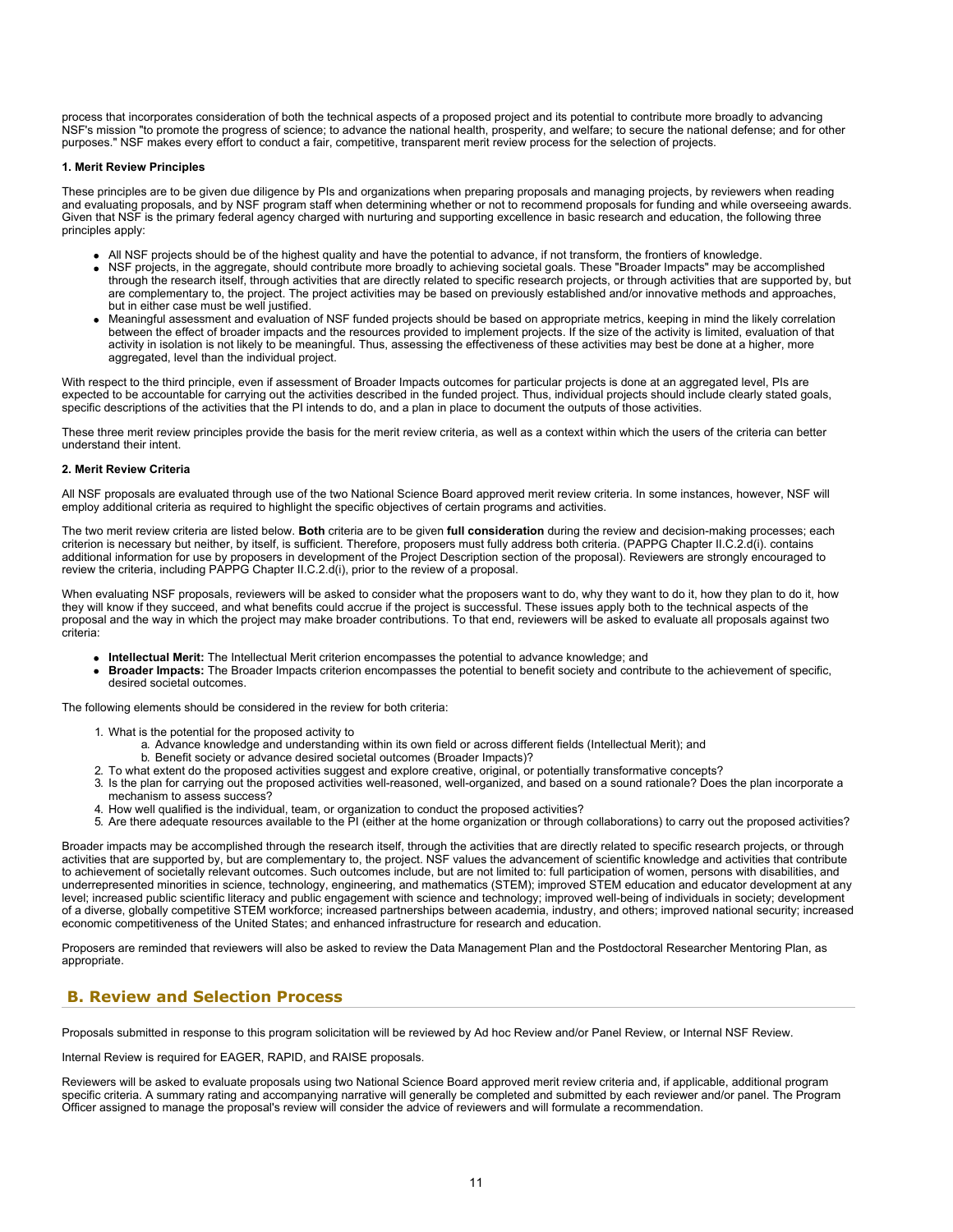process that incorporates consideration of both the technical aspects of a proposed project and its potential to contribute more broadly to advancing NSF's mission "to promote the progress of science; to advance the national health, prosperity, and welfare; to secure the national defense; and for other purposes." NSF makes every effort to conduct a fair, competitive, transparent merit review process for the selection of projects.

#### 1. Merit Review Principles

These principles are to be given due diligence by PIs and organizations when preparing proposals and managing projects, by reviewers when reading and evaluating proposals, and by NSF program staff when determining whether or not to recommend proposals for funding and while overseeing awards. Given that NSF is the primary federal agency charged with nurturing and supporting excellence in basic research and education, the following three principles apply:

- All NSF projects should be of the highest quality and have the potential to advance, if not transform, the frontiers of knowledge.
- NSF projects, in the aggregate, should contribute more broadly to achieving societal goals. These "Broader Impacts" may be accomplished through the research itself, through activities that are directly related to specific research projects, or through activities that are supported by, but are complementary to, the project. The project activities may be based on previously established and/or innovative methods and approaches, but in either case must be well justified.
- Meaningful assessment and evaluation of NSF funded projects should be based on appropriate metrics, keeping in mind the likely correlation between the effect of broader impacts and the resources provided to implement projects. If the size of the activity is limited, evaluation of that activity in isolation is not likely to be meaningful. Thus, assessing the effectiveness of these activities may best be done at a higher, more aggregated, level than the individual project.

With respect to the third principle, even if assessment of Broader Impacts outcomes for particular projects is done at an aggregated level, PIs are expected to be accountable for carrying out the activities described in the funded project. Thus, individual projects should include clearly stated goals, specific descriptions of the activities that the PI intends to do, and a plan in place to document the outputs of those activities.

These three merit review principles provide the basis for the merit review criteria, as well as a context within which the users of the criteria can better understand their intent.

#### 2. Merit Review Criteria

All NSF proposals are evaluated through use of the two National Science Board approved merit review criteria. In some instances, however, NSF will employ additional criteria as required to highlight the specific objectives of certain programs and activities.

The two merit review criteria are listed below. **Both** criteria are to be given **full consideration** during the review and decision-making processes; each criterion is necessary but neither, by itself, is sufficient. Therefore, proposers must fully address both criteria. (PAPPG Chapter II.C.2.d(i). contains additional information for use by proposers in development of the Project Description section of the proposal). Reviewers are strongly encouraged to review the criteria, including PAPPG Chapter II.C.2.d(i), prior to the review of a proposal.

When evaluating NSF proposals, reviewers will be asked to consider what the proposers want to do, why they want to do it, how they plan to do it, how they will know if they succeed, and what benefits could accrue if the project is successful. These issues apply both to the technical aspects of the proposal and the way in which the project may make broader contributions. To that end, reviewers will be asked to evaluate all proposals against two criteria:

- **Intellectual Merit:** The Intellectual Merit criterion encompasses the potential to advance knowledge; and
- **Broader Impacts:** The Broader Impacts criterion encompasses the potential to benefit society and contribute to the achievement of specific, desired societal outcomes.

The following elements should be considered in the review for both criteria:

1. What is the potential for the proposed activity to
   a. Advance knowledge and understanding within its own field or across different fields (Intellectual Merit); and
   b. Benefit society or advance desired societal outcomes (Broader Impacts)?
2. To what extent do the proposed activities suggest and explore creative, original, or potentially transformative concepts?
3. Is the plan for carrying out the proposed activities well-reasoned, well-organized, and based on a sound rationale? Does the plan incorporate a mechanism to assess success?
4. How well qualified is the individual, team, or organization to conduct the proposed activities?
5. Are there adequate resources available to the PI (either at the home organization or through collaborations) to carry out the proposed activities?

Broader impacts may be accomplished through the research itself, through the activities that are directly related to specific research projects, or through activities that are supported by, but are complementary to, the project. NSF values the advancement of scientific knowledge and activities that contribute to achievement of societally relevant outcomes. Such outcomes include, but are not limited to: full participation of women, persons with disabilities, and underrepresented minorities in science, technology, engineering, and mathematics (STEM); improved STEM education and educator development at any level; increased public scientific literacy and public engagement with science and technology; improved well-being of individuals in society; development of a diverse, globally competitive STEM workforce; increased partnerships between academia, industry, and others; improved national security; increased economic competitiveness of the United States; and enhanced infrastructure for research and education.

Proposers are reminded that reviewers will also be asked to review the Data Management Plan and the Postdoctoral Researcher Mentoring Plan, as appropriate.

## B. Review and Selection Process

Proposals submitted in response to this program solicitation will be reviewed by Ad hoc Review and/or Panel Review, or Internal NSF Review.

Internal Review is required for EAGER, RAPID, and RAISE proposals.

Reviewers will be asked to evaluate proposals using two National Science Board approved merit review criteria and, if applicable, additional program specific criteria. A summary rating and accompanying narrative will generally be completed and submitted by each reviewer and/or panel. The Program Officer assigned to manage the proposal's review will consider the advice of reviewers and will formulate a recommendation.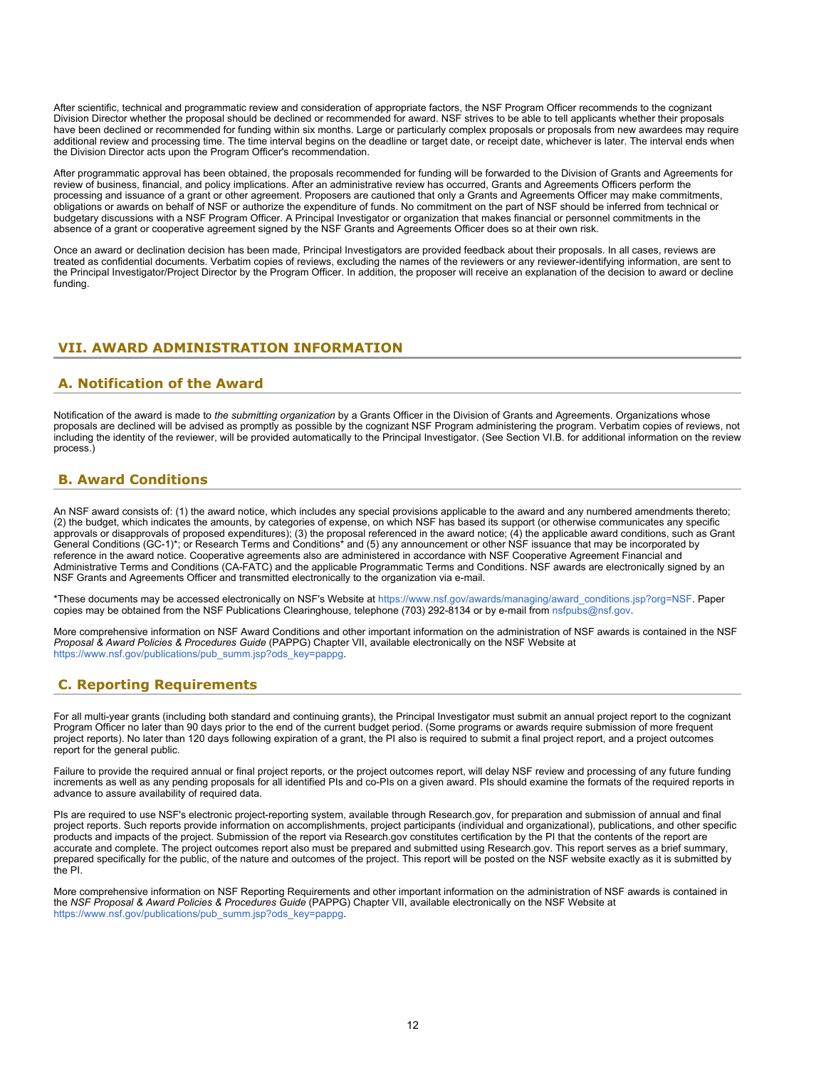After scientific, technical and programmatic review and consideration of appropriate factors, the NSF Program Officer recommends to the cognizant Division Director whether the proposal should be declined or recommended for award. NSF strives to be able to tell applicants whether their proposals have been declined or recommended for funding within six months. Large or particularly complex proposals or proposals from new awardees may require additional review and processing time. The time interval begins on the deadline or target date, or receipt date, whichever is later. The interval ends when the Division Director acts upon the Program Officer's recommendation.

After programmatic approval has been obtained, the proposals recommended for funding will be forwarded to the Division of Grants and Agreements for review of business, financial, and policy implications. After an administrative review has occurred, Grants and Agreements Officers perform the processing and issuance of a grant or other agreement. Proposers are cautioned that only a Grants and Agreements Officer may make commitments, obligations or awards on behalf of NSF or authorize the expenditure of funds. No commitment on the part of NSF should be inferred from technical or budgetary discussions with a NSF Program Officer. A Principal Investigator or organization that makes financial or personnel commitments in the absence of a grant or cooperative agreement signed by the NSF Grants and Agreements Officer does so at their own risk.

Once an award or declination decision has been made, Principal Investigators are provided feedback about their proposals. In all cases, reviews are treated as confidential documents. Verbatim copies of reviews, excluding the names of the reviewers or any reviewer-identifying information, are sent to the Principal Investigator/Project Director by the Program Officer. In addition, the proposer will receive an explanation of the decision to award or decline funding.

## VII. AWARD ADMINISTRATION INFORMATION

### A. Notification of the Award

Notification of the award is made to *the submitting organization* by a Grants Officer in the Division of Grants and Agreements. Organizations whose proposals are declined will be advised as promptly as possible by the cognizant NSF Program administering the program. Verbatim copies of reviews, not including the identity of the reviewer, will be provided automatically to the Principal Investigator. (See Section VI.B. for additional information on the review process.)

### B. Award Conditions

An NSF award consists of: (1) the award notice, which includes any special provisions applicable to the award and any numbered amendments thereto; (2) the budget, which indicates the amounts, by categories of expense, on which NSF has based its support (or otherwise communicates any specific approvals or disapprovals of proposed expenditures); (3) the proposal referenced in the award notice; (4) the applicable award conditions, such as Grant General Conditions (GC-1)*; or Research Terms and Conditions* and (5) any announcement or other NSF issuance that may be incorporated by reference in the award notice. Cooperative agreements also are administered in accordance with NSF Cooperative Agreement Financial and Administrative Terms and Conditions (CA-FATC) and the applicable Programmatic Terms and Conditions. NSF awards are electronically signed by an NSF Grants and Agreements Officer and transmitted electronically to the organization via e-mail.

*These documents may be accessed electronically on NSF's Website at https://www.nsf.gov/awards/managing/award_conditions.jsp?org=NSF. Paper copies may be obtained from the NSF Publications Clearinghouse, telephone (703) 292-8134 or by e-mail from nsfpubs@nsf.gov.

More comprehensive information on NSF Award Conditions and other important information on the administration of NSF awards is contained in the NSF *Proposal & Award Policies & Procedures Guide* (PAPPG) Chapter VII, available electronically on the NSF Website at https://www.nsf.gov/publications/pub_summ.jsp?ods_key=pappg.

### C. Reporting Requirements

For all multi-year grants (including both standard and continuing grants), the Principal Investigator must submit an annual project report to the cognizant Program Officer no later than 90 days prior to the end of the current budget period. (Some programs or awards require submission of more frequent project reports). No later than 120 days following expiration of a grant, the PI also is required to submit a final project report, and a project outcomes report for the general public.

Failure to provide the required annual or final project reports, or the project outcomes report, will delay NSF review and processing of any future funding increments as well as any pending proposals for all identified PIs and co-PIs on a given award. PIs should examine the formats of the required reports in advance to assure availability of required data.

PIs are required to use NSF's electronic project-reporting system, available through Research.gov, for preparation and submission of annual and final project reports. Such reports provide information on accomplishments, project participants (individual and organizational), publications, and other specific products and impacts of the project. Submission of the report via Research.gov constitutes certification by the PI that the contents of the report are accurate and complete. The project outcomes report also must be prepared and submitted using Research.gov. This report serves as a brief summary, prepared specifically for the public, of the nature and outcomes of the project. This report will be posted on the NSF website exactly as it is submitted by the PI.

More comprehensive information on NSF Reporting Requirements and other important information on the administration of NSF awards is contained in the *NSF Proposal & Award Policies & Procedures Guide* (PAPPG) Chapter VII, available electronically on the NSF Website at https://www.nsf.gov/publications/pub_summ.jsp?ods_key=pappg.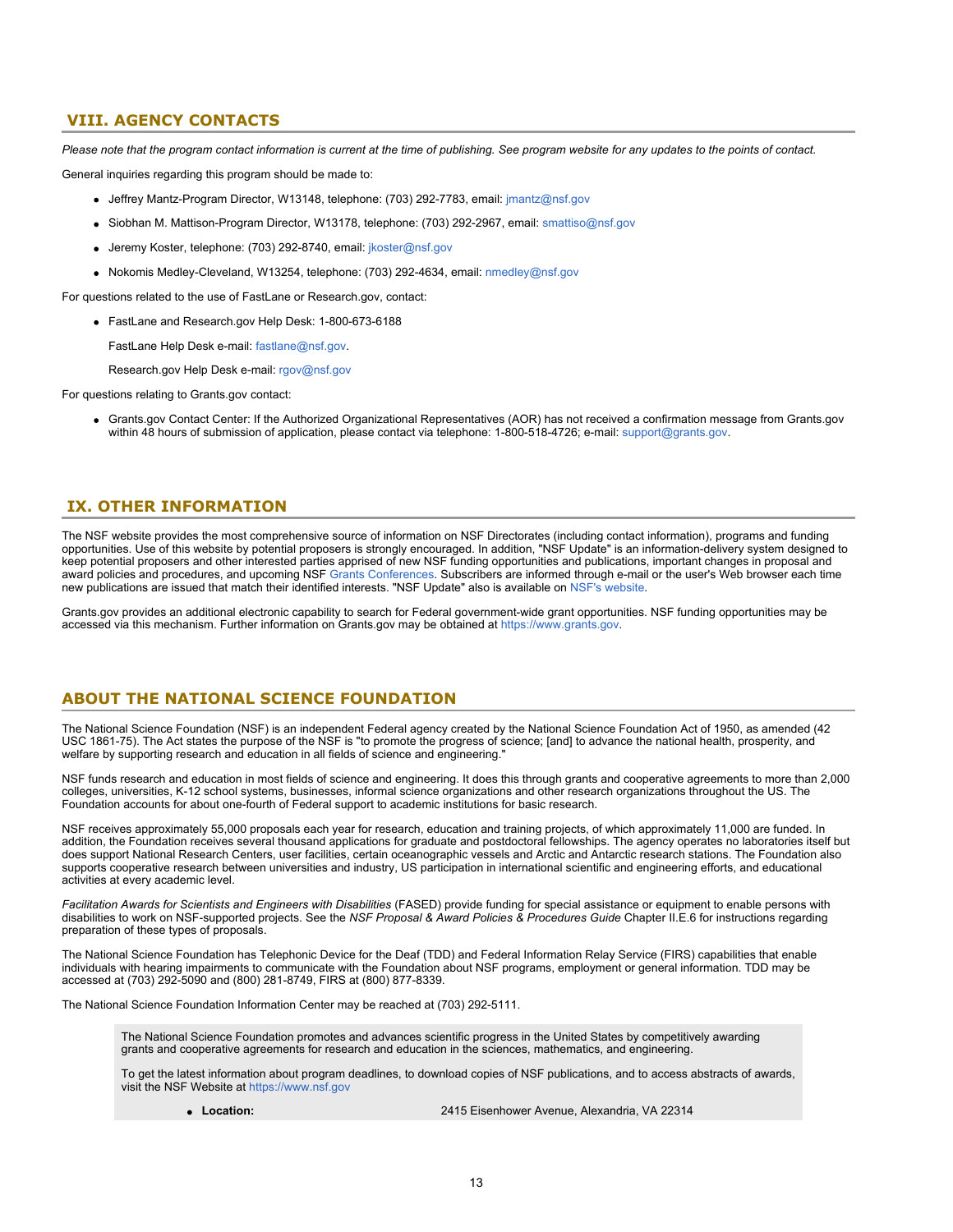## VIII. AGENCY CONTACTS

*Please note that the program contact information is current at the time of publishing. See program website for any updates to the points of contact.*

General inquiries regarding this program should be made to:

- Jeffrey Mantz-Program Director, W13148, telephone: (703) 292-7783, email: jmantz@nsf.gov
- Siobhan M. Mattison-Program Director, W13178, telephone: (703) 292-2967, email: smattiso@nsf.gov
- Jeremy Koster, telephone: (703) 292-8740, email: jkoster@nsf.gov
- Nokomis Medley-Cleveland, W13254, telephone: (703) 292-4634, email: nmedley@nsf.gov

For questions related to the use of FastLane or Research.gov, contact:

- FastLane and Research.gov Help Desk: 1-800-673-6188

  FastLane Help Desk e-mail: fastlane@nsf.gov.

  Research.gov Help Desk e-mail: rgov@nsf.gov

For questions relating to Grants.gov contact:

- Grants.gov Contact Center: If the Authorized Organizational Representatives (AOR) has not received a confirmation message from Grants.gov within 48 hours of submission of application, please contact via telephone: 1-800-518-4726; e-mail: support@grants.gov.

## IX. OTHER INFORMATION

The NSF website provides the most comprehensive source of information on NSF Directorates (including contact information), programs and funding opportunities. Use of this website by potential proposers is strongly encouraged. In addition, "NSF Update" is an information-delivery system designed to keep potential proposers and other interested parties apprised of new NSF funding opportunities and publications, important changes in proposal and award policies and procedures, and upcoming NSF Grants Conferences. Subscribers are informed through e-mail or the user's Web browser each time new publications are issued that match their identified interests. "NSF Update" also is available on NSF's website.

Grants.gov provides an additional electronic capability to search for Federal government-wide grant opportunities. NSF funding opportunities may be accessed via this mechanism. Further information on Grants.gov may be obtained at https://www.grants.gov.

## ABOUT THE NATIONAL SCIENCE FOUNDATION

The National Science Foundation (NSF) is an independent Federal agency created by the National Science Foundation Act of 1950, as amended (42 USC 1861-75). The Act states the purpose of the NSF is "to promote the progress of science; [and] to advance the national health, prosperity, and welfare by supporting research and education in all fields of science and engineering."

NSF funds research and education in most fields of science and engineering. It does this through grants and cooperative agreements to more than 2,000 colleges, universities, K-12 school systems, businesses, informal science organizations and other research organizations throughout the US. The Foundation accounts for about one-fourth of Federal support to academic institutions for basic research.

NSF receives approximately 55,000 proposals each year for research, education and training projects, of which approximately 11,000 are funded. In addition, the Foundation receives several thousand applications for graduate and postdoctoral fellowships. The agency operates no laboratories itself but does support National Research Centers, user facilities, certain oceanographic vessels and Arctic and Antarctic research stations. The Foundation also supports cooperative research between universities and industry, US participation in international scientific and engineering efforts, and educational activities at every academic level.

*Facilitation Awards for Scientists and Engineers with Disabilities* (FASED) provide funding for special assistance or equipment to enable persons with disabilities to work on NSF-supported projects. See the *NSF Proposal & Award Policies & Procedures Guide* Chapter II.E.6 for instructions regarding preparation of these types of proposals.

The National Science Foundation has Telephonic Device for the Deaf (TDD) and Federal Information Relay Service (FIRS) capabilities that enable individuals with hearing impairments to communicate with the Foundation about NSF programs, employment or general information. TDD may be accessed at (703) 292-5090 and (800) 281-8749, FIRS at (800) 877-8339.

The National Science Foundation Information Center may be reached at (703) 292-5111.

> The National Science Foundation promotes and advances scientific progress in the United States by competitively awarding grants and cooperative agreements for research and education in the sciences, mathematics, and engineering.
>
> To get the latest information about program deadlines, to download copies of NSF publications, and to access abstracts of awards, visit the NSF Website at https://www.nsf.gov
>
> - **Location:** 2415 Eisenhower Avenue, Alexandria, VA 22314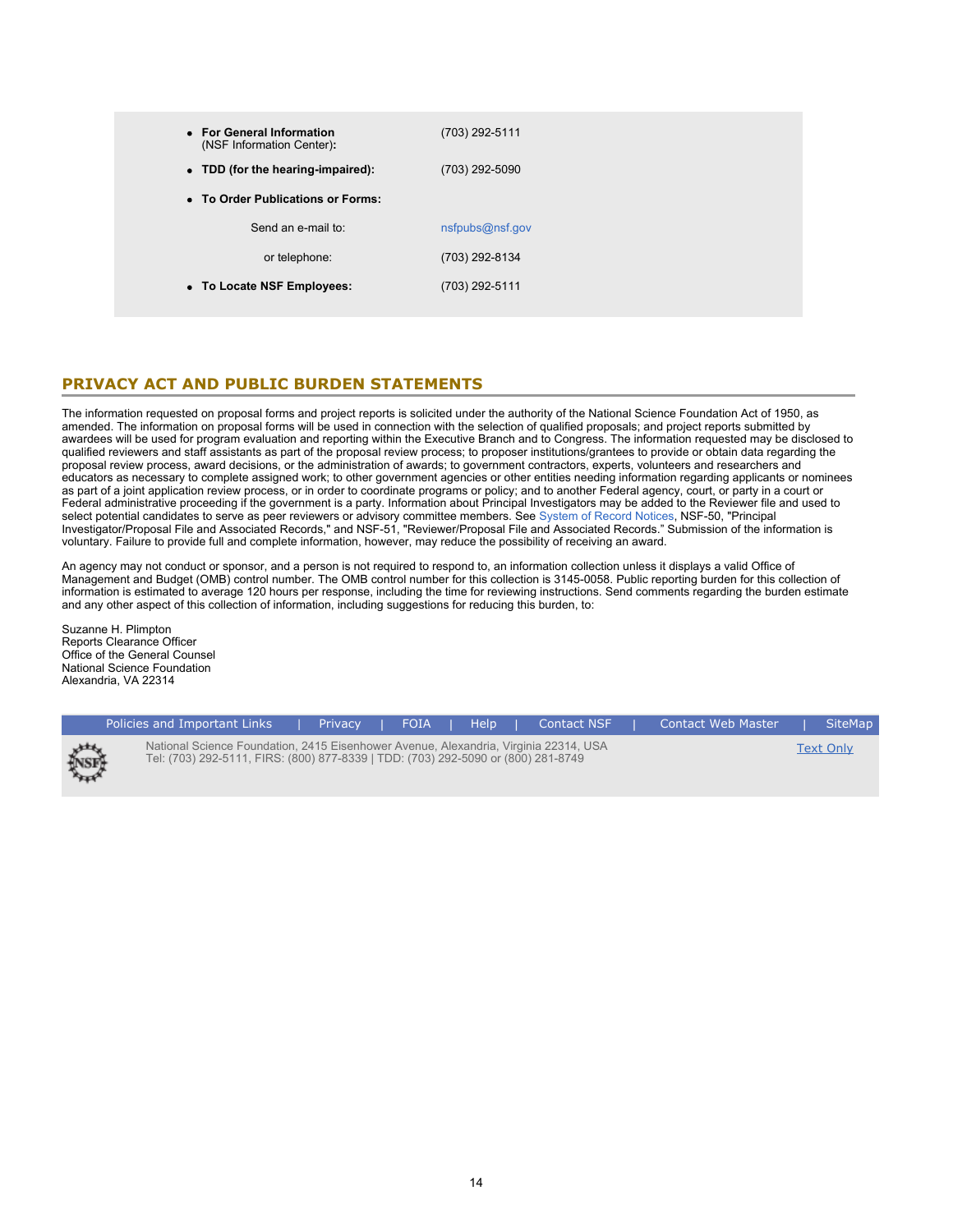- **For General Information** (NSF Information Center): (703) 292-5111
- **TDD (for the hearing-impaired):** (703) 292-5090
- **To Order Publications or Forms:**

  Send an e-mail to: nsfpubs@nsf.gov

  or telephone: (703) 292-8134
- **To Locate NSF Employees:** (703) 292-5111

## PRIVACY ACT AND PUBLIC BURDEN STATEMENTS

The information requested on proposal forms and project reports is solicited under the authority of the National Science Foundation Act of 1950, as amended. The information on proposal forms will be used in connection with the selection of qualified proposals; and project reports submitted by awardees will be used for program evaluation and reporting within the Executive Branch and to Congress. The information requested may be disclosed to qualified reviewers and staff assistants as part of the proposal review process; to proposer institutions/grantees to provide or obtain data regarding the proposal review process, award decisions, or the administration of awards; to government contractors, experts, volunteers and researchers and educators as necessary to complete assigned work; to other government agencies or other entities needing information regarding applicants or nominees as part of a joint application review process, or in order to coordinate programs or policy; and to another Federal agency, court, or party in a court or Federal administrative proceeding if the government is a party. Information about Principal Investigators may be added to the Reviewer file and used to select potential candidates to serve as peer reviewers or advisory committee members. See System of Record Notices, NSF-50, "Principal Investigator/Proposal File and Associated Records," and NSF-51, "Reviewer/Proposal File and Associated Records." Submission of the information is voluntary. Failure to provide full and complete information, however, may reduce the possibility of receiving an award.

An agency may not conduct or sponsor, and a person is not required to respond to, an information collection unless it displays a valid Office of Management and Budget (OMB) control number. The OMB control number for this collection is 3145-0058. Public reporting burden for this collection of information is estimated to average 120 hours per response, including the time for reviewing instructions. Send comments regarding the burden estimate and any other aspect of this collection of information, including suggestions for reducing this burden, to:

Suzanne H. Plimpton
Reports Clearance Officer
Office of the General Counsel
National Science Foundation
Alexandria, VA 22314

Policies and Important Links | Privacy | FOIA | Help | Contact NSF | Contact Web Master | SiteMap

National Science Foundation, 2415 Eisenhower Avenue, Alexandria, Virginia 22314, USA
Tel: (703) 292-5111, FIRS: (800) 877-8339 | TDD: (703) 292-5090 or (800) 281-8749

Text Only